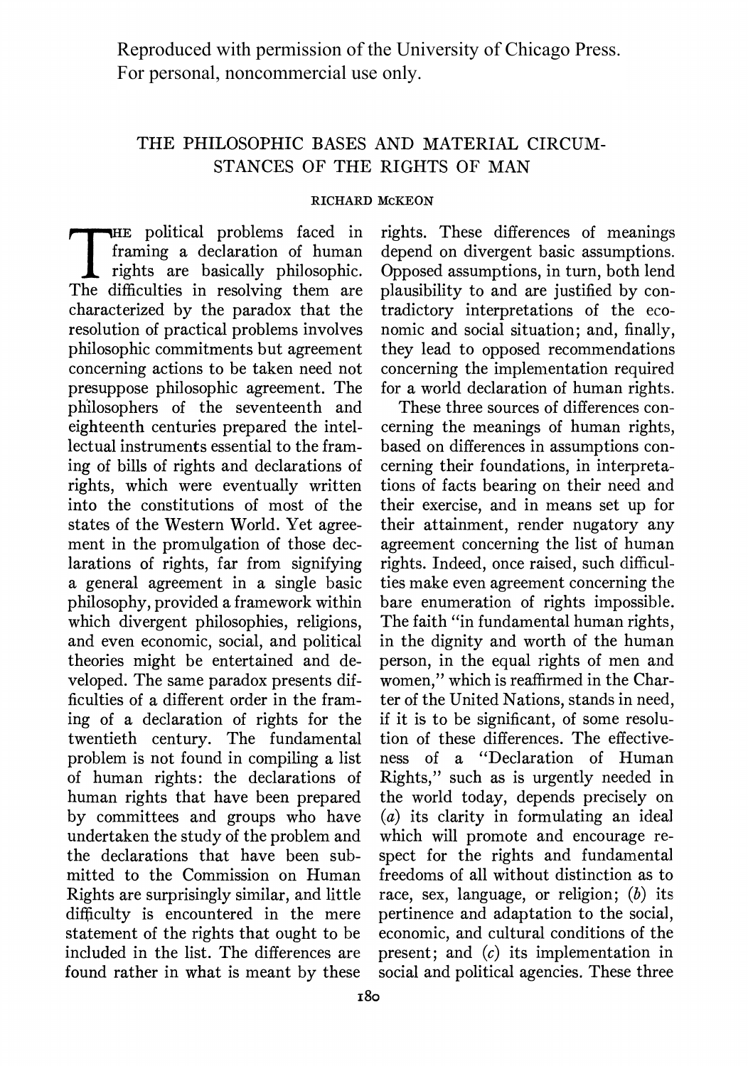Reproduced with permission of the University of Chicago Press.
For personal, noncommercial use only.

# THE PHILOSOPHIC BASES AND MATERIAL CIRCUMSTANCES OF THE RIGHTS OF MAN

RICHARD McKEON

The political problems faced in framing a declaration of human rights are basically philosophic. The difficulties in resolving them are characterized by the paradox that the resolution of practical problems involves philosophic commitments but agreement concerning actions to be taken need not presuppose philosophic agreement. The philosophers of the seventeenth and eighteenth centuries prepared the intellectual instruments essential to the framing of bills of rights and declarations of rights, which were eventually written into the constitutions of most of the states of the Western World. Yet agreement in the promulgation of those declarations of rights, far from signifying a general agreement in a single basic philosophy, provided a framework within which divergent philosophies, religions, and even economic, social, and political theories might be entertained and developed. The same paradox presents difficulties of a different order in the framing of a declaration of rights for the twentieth century. The fundamental problem is not found in compiling a list of human rights: the declarations of human rights that have been prepared by committees and groups who have undertaken the study of the problem and the declarations that have been submitted to the Commission on Human Rights are surprisingly similar, and little difficulty is encountered in the mere statement of the rights that ought to be included in the list. The differences are found rather in what is meant by these rights. These differences of meanings depend on divergent basic assumptions. Opposed assumptions, in turn, both lend plausibility to and are justified by contradictory interpretations of the economic and social situation; and, finally, they lead to opposed recommendations concerning the implementation required for a world declaration of human rights.

These three sources of differences concerning the meanings of human rights, based on differences in assumptions concerning their foundations, in interpretations of facts bearing on their need and their exercise, and in means set up for their attainment, render nugatory any agreement concerning the list of human rights. Indeed, once raised, such difficulties make even agreement concerning the bare enumeration of rights impossible. The faith "in fundamental human rights, in the dignity and worth of the human person, in the equal rights of men and women," which is reaffirmed in the Charter of the United Nations, stands in need, if it is to be significant, of some resolution of these differences. The effectiveness of a "Declaration of Human Rights," such as is urgently needed in the world today, depends precisely on (*a*) its clarity in formulating an ideal which will promote and encourage respect for the rights and fundamental freedoms of all without distinction as to race, sex, language, or religion; (*b*) its pertinence and adaptation to the social, economic, and cultural conditions of the present; and (*c*) its implementation in social and political agencies. These three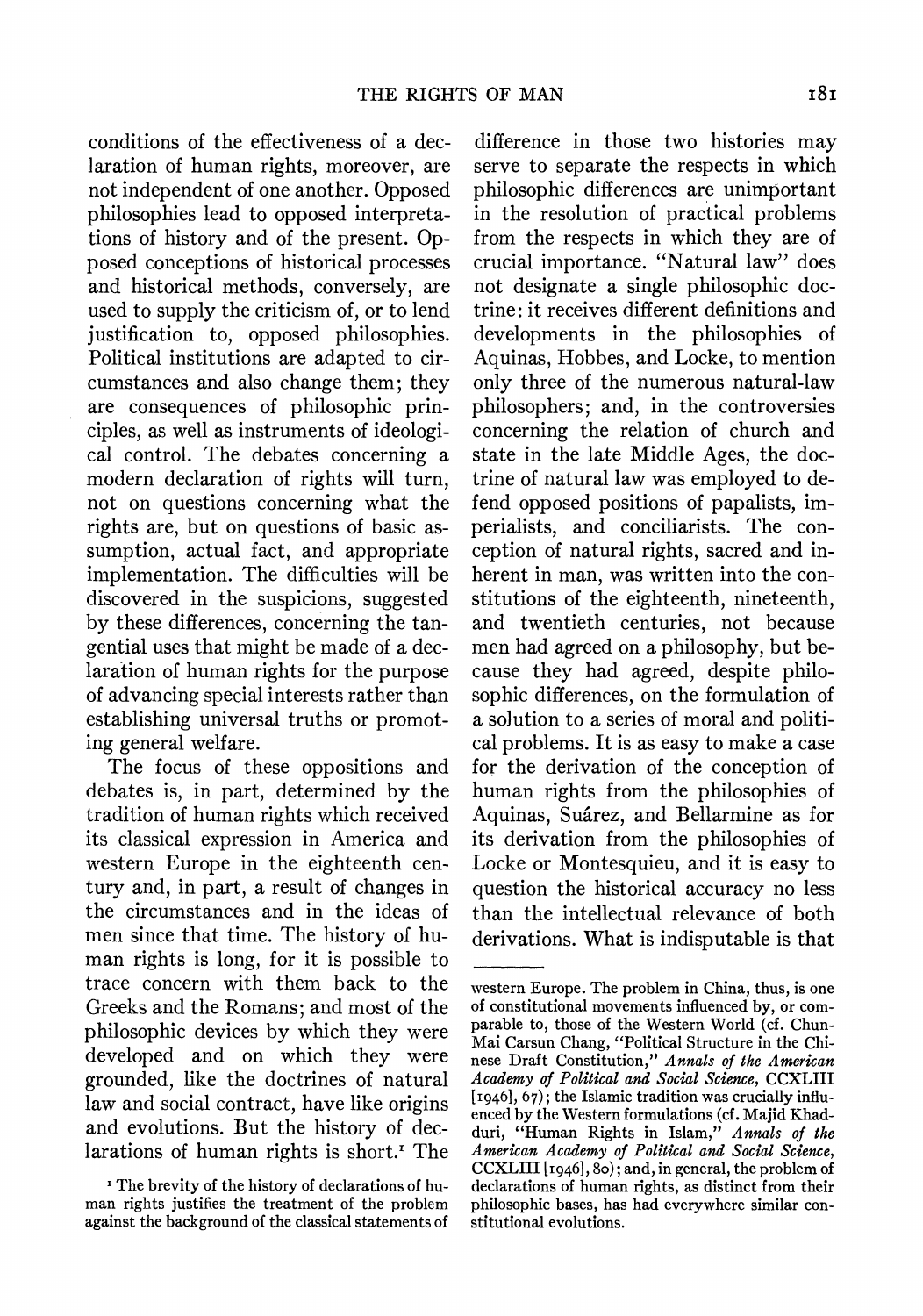conditions of the effectiveness of a declaration of human rights, moreover, are not independent of one another. Opposed philosophies lead to opposed interpretations of history and of the present. Opposed conceptions of historical processes and historical methods, conversely, are used to supply the criticism of, or to lend justification to, opposed philosophies. Political institutions are adapted to circumstances and also change them; they are consequences of philosophic principles, as well as instruments of ideological control. The debates concerning a modern declaration of rights will turn, not on questions concerning what the rights are, but on questions of basic assumption, actual fact, and appropriate implementation. The difficulties will be discovered in the suspicions, suggested by these differences, concerning the tangential uses that might be made of a declaration of human rights for the purpose of advancing special interests rather than establishing universal truths or promoting general welfare.

The focus of these oppositions and debates is, in part, determined by the tradition of human rights which received its classical expression in America and western Europe in the eighteenth century and, in part, a result of changes in the circumstances and in the ideas of men since that time. The history of human rights is long, for it is possible to trace concern with them back to the Greeks and the Romans; and most of the philosophic devices by which they were developed and on which they were grounded, like the doctrines of natural law and social contract, have like origins and evolutions. But the history of declarations of human rights is short.[1] The difference in those two histories may serve to separate the respects in which philosophic differences are unimportant in the resolution of practical problems from the respects in which they are of crucial importance. "Natural law" does not designate a single philosophic doctrine: it receives different definitions and developments in the philosophies of Aquinas, Hobbes, and Locke, to mention only three of the numerous natural-law philosophers; and, in the controversies concerning the relation of church and state in the late Middle Ages, the doctrine of natural law was employed to defend opposed positions of papalists, imperialists, and conciliarists. The conception of natural rights, sacred and inherent in man, was written into the constitutions of the eighteenth, nineteenth, and twentieth centuries, not because men had agreed on a philosophy, but because they had agreed, despite philosophic differences, on the formulation of a solution to a series of moral and political problems. It is as easy to make a case for the derivation of the conception of human rights from the philosophies of Aquinas, Suárez, and Bellarmine as for its derivation from the philosophies of Locke or Montesquieu, and it is easy to question the historical accuracy no less than the intellectual relevance of both derivations. What is indisputable is that

[1] The brevity of the history of declarations of human rights justifies the treatment of the problem against the background of the classical statements of western Europe. The problem in China, thus, is one of constitutional movements influenced by, or comparable to, those of the Western World (cf. Chun-Mai Carsun Chang, "Political Structure in the Chinese Draft Constitution," *Annals of the American Academy of Political and Social Science*, CCXLIII [1946], 67); the Islamic tradition was crucially influenced by the Western formulations (cf. Majid Khadduri, "Human Rights in Islam," *Annals of the American Academy of Political and Social Science*, CCXLIII [1946], 80); and, in general, the problem of declarations of human rights, as distinct from their philosophic bases, has had everywhere similar constitutional evolutions.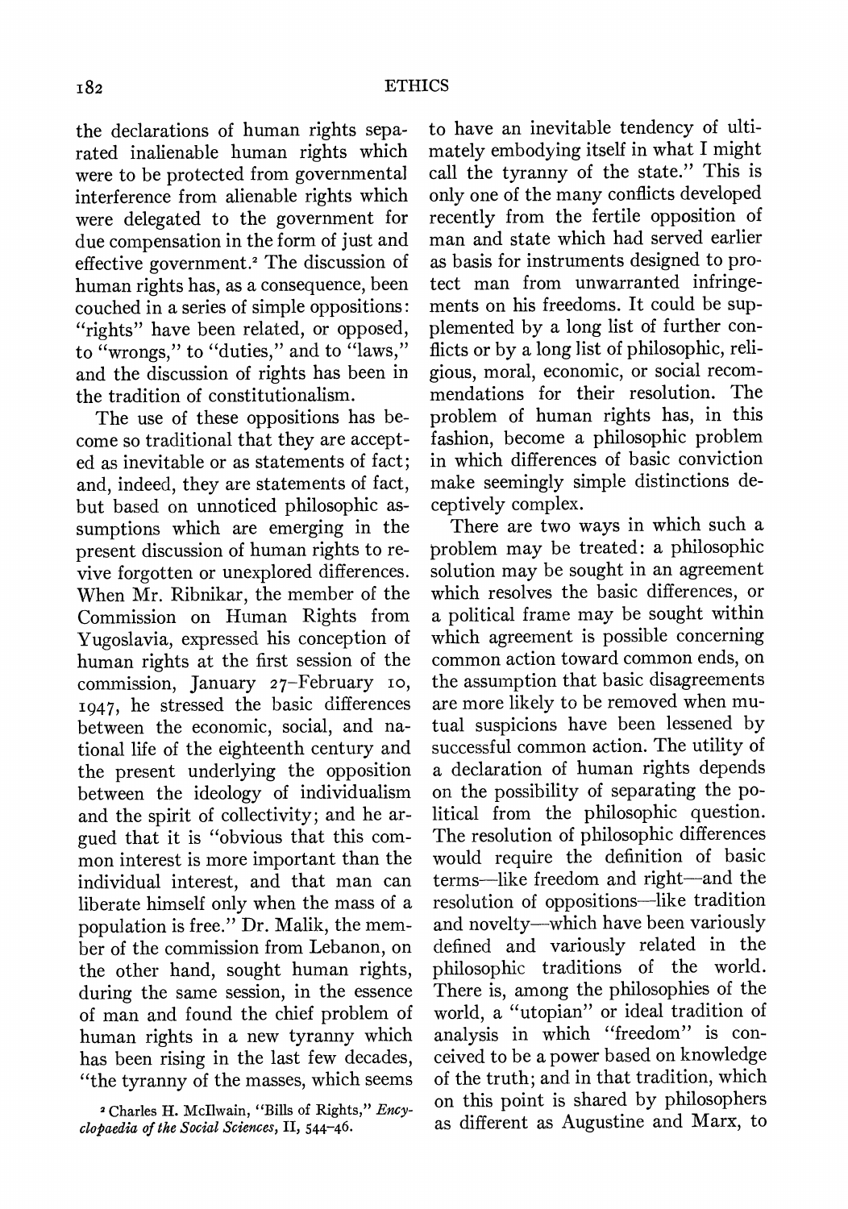the declarations of human rights separated inalienable human rights which were to be protected from governmental interference from alienable rights which were delegated to the government for due compensation in the form of just and effective government.[2] The discussion of human rights has, as a consequence, been couched in a series of simple oppositions: "rights" have been related, or opposed, to "wrongs," to "duties," and to "laws," and the discussion of rights has been in the tradition of constitutionalism.

The use of these oppositions has become so traditional that they are accepted as inevitable or as statements of fact; and, indeed, they are statements of fact, but based on unnoticed philosophic assumptions which are emerging in the present discussion of human rights to revive forgotten or unexplored differences. When Mr. Ribnikar, the member of the Commission on Human Rights from Yugoslavia, expressed his conception of human rights at the first session of the commission, January 27–February 10, 1947, he stressed the basic differences between the economic, social, and national life of the eighteenth century and the present underlying the opposition between the ideology of individualism and the spirit of collectivity; and he argued that it is "obvious that this common interest is more important than the individual interest, and that man can liberate himself only when the mass of a population is free." Dr. Malik, the member of the commission from Lebanon, on the other hand, sought human rights, during the same session, in the essence of man and found the chief problem of human rights in a new tyranny which has been rising in the last few decades, "the tyranny of the masses, which seems to have an inevitable tendency of ultimately embodying itself in what I might call the tyranny of the state." This is only one of the many conflicts developed recently from the fertile opposition of man and state which had served earlier as basis for instruments designed to protect man from unwarranted infringements on his freedoms. It could be supplemented by a long list of further conflicts or by a long list of philosophic, religious, moral, economic, or social recommendations for their resolution. The problem of human rights has, in this fashion, become a philosophic problem in which differences of basic conviction make seemingly simple distinctions deceptively complex.

There are two ways in which such a problem may be treated: a philosophic solution may be sought in an agreement which resolves the basic differences, or a political frame may be sought within which agreement is possible concerning common action toward common ends, on the assumption that basic disagreements are more likely to be removed when mutual suspicions have been lessened by successful common action. The utility of a declaration of human rights depends on the possibility of separating the political from the philosophic question. The resolution of philosophic differences would require the definition of basic terms—like freedom and right—and the resolution of oppositions—like tradition and novelty—which have been variously defined and variously related in the philosophic traditions of the world. There is, among the philosophies of the world, a "utopian" or ideal tradition of analysis in which "freedom" is conceived to be a power based on knowledge of the truth; and in that tradition, which on this point is shared by philosophers as different as Augustine and Marx, to

[2] Charles H. McIlwain, "Bills of Rights," *Encyclopaedia of the Social Sciences*, II, 544–46.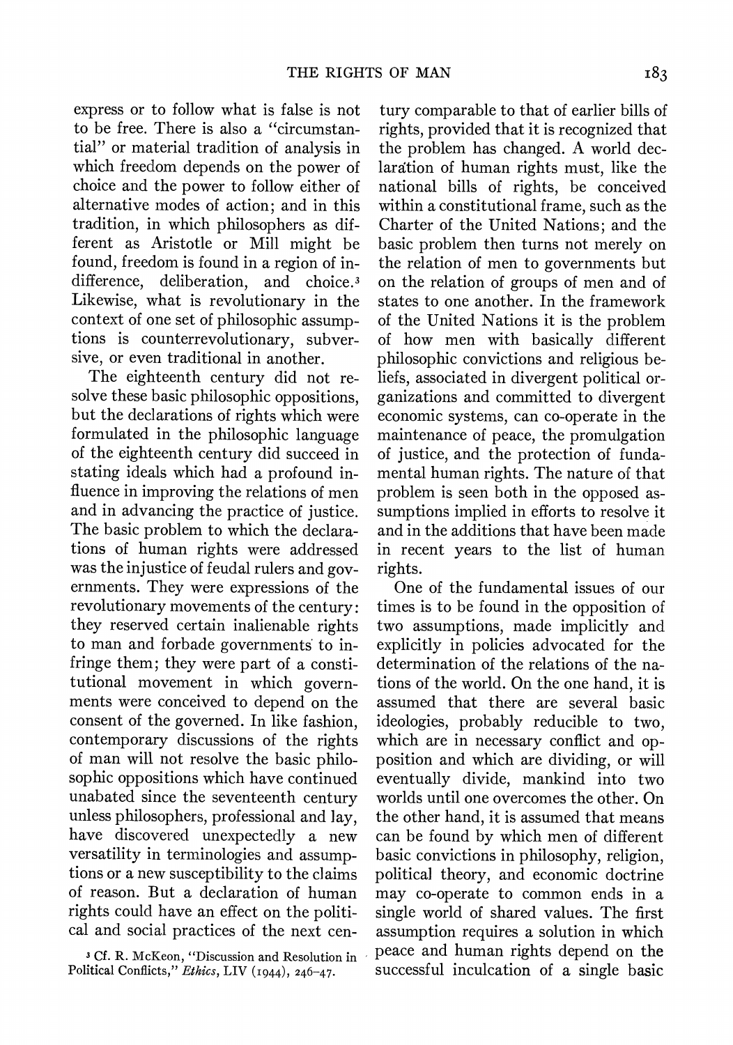express or to follow what is false is not to be free. There is also a "circumstantial" or material tradition of analysis in which freedom depends on the power of choice and the power to follow either of alternative modes of action; and in this tradition, in which philosophers as different as Aristotle or Mill might be found, freedom is found in a region of indifference, deliberation, and choice.[3] Likewise, what is revolutionary in the context of one set of philosophic assumptions is counterrevolutionary, subversive, or even traditional in another.

The eighteenth century did not resolve these basic philosophic oppositions, but the declarations of rights which were formulated in the philosophic language of the eighteenth century did succeed in stating ideals which had a profound influence in improving the relations of men and in advancing the practice of justice. The basic problem to which the declarations of human rights were addressed was the injustice of feudal rulers and governments. They were expressions of the revolutionary movements of the century: they reserved certain inalienable rights to man and forbade governments to infringe them; they were part of a constitutional movement in which governments were conceived to depend on the consent of the governed. In like fashion, contemporary discussions of the rights of man will not resolve the basic philosophic oppositions which have continued unabated since the seventeenth century unless philosophers, professional and lay, have discovered unexpectedly a new versatility in terminologies and assumptions or a new susceptibility to the claims of reason. But a declaration of human rights could have an effect on the political and social practices of the next century comparable to that of earlier bills of rights, provided that it is recognized that the problem has changed. A world declaration of human rights must, like the national bills of rights, be conceived within a constitutional frame, such as the Charter of the United Nations; and the basic problem then turns not merely on the relation of men to governments but on the relation of groups of men and of states to one another. In the framework of the United Nations it is the problem of how men with basically different philosophic convictions and religious beliefs, associated in divergent political organizations and committed to divergent economic systems, can co-operate in the maintenance of peace, the promulgation of justice, and the protection of fundamental human rights. The nature of that problem is seen both in the opposed assumptions implied in efforts to resolve it and in the additions that have been made in recent years to the list of human rights.

One of the fundamental issues of our times is to be found in the opposition of two assumptions, made implicitly and explicitly in policies advocated for the determination of the relations of the nations of the world. On the one hand, it is assumed that there are several basic ideologies, probably reducible to two, which are in necessary conflict and opposition and which are dividing, or will eventually divide, mankind into two worlds until one overcomes the other. On the other hand, it is assumed that means can be found by which men of different basic convictions in philosophy, religion, political theory, and economic doctrine may co-operate to common ends in a single world of shared values. The first assumption requires a solution in which peace and human rights depend on the successful inculcation of a single basic

[3] Cf. R. McKeon, "Discussion and Resolution in Political Conflicts," *Ethics*, LIV (1944), 246–47.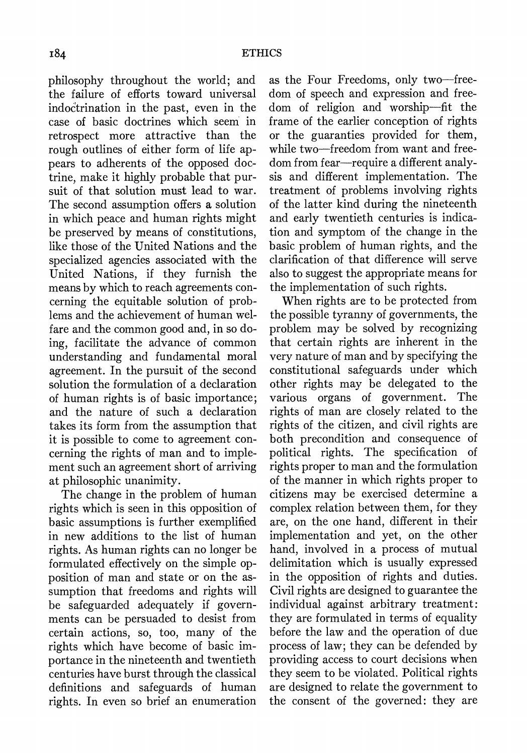philosophy throughout the world; and the failure of efforts toward universal indoctrination in the past, even in the case of basic doctrines which seem in retrospect more attractive than the rough outlines of either form of life appears to adherents of the opposed doctrine, make it highly probable that pursuit of that solution must lead to war. The second assumption offers a solution in which peace and human rights might be preserved by means of constitutions, like those of the United Nations and the specialized agencies associated with the United Nations, if they furnish the means by which to reach agreements concerning the equitable solution of problems and the achievement of human welfare and the common good and, in so doing, facilitate the advance of common understanding and fundamental moral agreement. In the pursuit of the second solution the formulation of a declaration of human rights is of basic importance; and the nature of such a declaration takes its form from the assumption that it is possible to come to agreement concerning the rights of man and to implement such an agreement short of arriving at philosophic unanimity.

The change in the problem of human rights which is seen in this opposition of basic assumptions is further exemplified in new additions to the list of human rights. As human rights can no longer be formulated effectively on the simple opposition of man and state or on the assumption that freedoms and rights will be safeguarded adequately if governments can be persuaded to desist from certain actions, so, too, many of the rights which have become of basic importance in the nineteenth and twentieth centuries have burst through the classical definitions and safeguards of human rights. In even so brief an enumeration as the Four Freedoms, only two—freedom of speech and expression and freedom of religion and worship—fit the frame of the earlier conception of rights or the guaranties provided for them, while two—freedom from want and freedom from fear—require a different analysis and different implementation. The treatment of problems involving rights of the latter kind during the nineteenth and early twentieth centuries is indication and symptom of the change in the basic problem of human rights, and the clarification of that difference will serve also to suggest the appropriate means for the implementation of such rights.

When rights are to be protected from the possible tyranny of governments, the problem may be solved by recognizing that certain rights are inherent in the very nature of man and by specifying the constitutional safeguards under which other rights may be delegated to the various organs of government. The rights of man are closely related to the rights of the citizen, and civil rights are both precondition and consequence of political rights. The specification of rights proper to man and the formulation of the manner in which rights proper to citizens may be exercised determine a complex relation between them, for they are, on the one hand, different in their implementation and yet, on the other hand, involved in a process of mutual delimitation which is usually expressed in the opposition of rights and duties. Civil rights are designed to guarantee the individual against arbitrary treatment: they are formulated in terms of equality before the law and the operation of due process of law; they can be defended by providing access to court decisions when they seem to be violated. Political rights are designed to relate the government to the consent of the governed: they are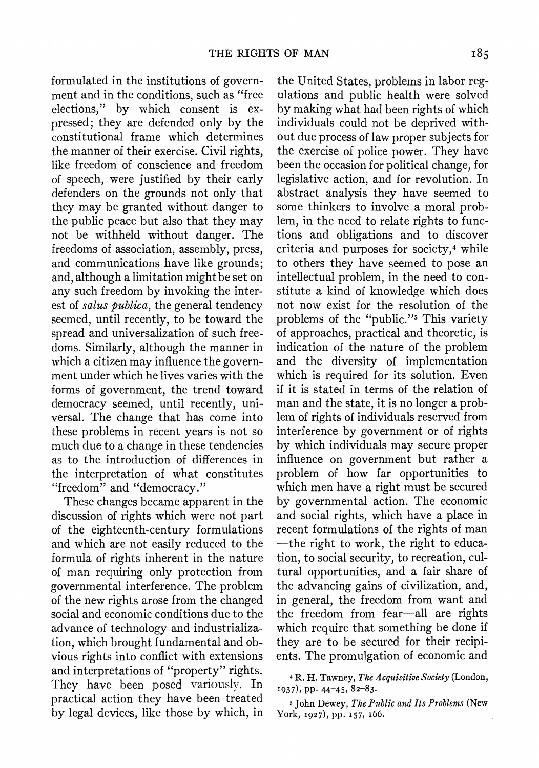formulated in the institutions of government and in the conditions, such as "free elections," by which consent is expressed; they are defended only by the constitutional frame which determines the manner of their exercise. Civil rights, like freedom of conscience and freedom of speech, were justified by their early defenders on the grounds not only that they may be granted without danger to the public peace but also that they may not be withheld without danger. The freedoms of association, assembly, press, and communications have like grounds; and, although a limitation might be set on any such freedom by invoking the interest of *salus publica*, the general tendency seemed, until recently, to be toward the spread and universalization of such freedoms. Similarly, although the manner in which a citizen may influence the government under which he lives varies with the forms of government, the trend toward democracy seemed, until recently, universal. The change that has come into these problems in recent years is not so much due to a change in these tendencies as to the introduction of differences in the interpretation of what constitutes "freedom" and "democracy."

These changes became apparent in the discussion of rights which were not part of the eighteenth-century formulations and which are not easily reduced to the formula of rights inherent in the nature of man requiring only protection from governmental interference. The problem of the new rights arose from the changed social and economic conditions due to the advance of technology and industrialization, which brought fundamental and obvious rights into conflict with extensions and interpretations of "property" rights. They have been posed variously. In practical action they have been treated by legal devices, like those by which, in the United States, problems in labor regulations and public health were solved by making what had been rights of which individuals could not be deprived without due process of law proper subjects for the exercise of police power. They have been the occasion for political change, for legislative action, and for revolution. In abstract analysis they have seemed to some thinkers to involve a moral problem, in the need to relate rights to functions and obligations and to discover criteria and purposes for society,[4] while to others they have seemed to pose an intellectual problem, in the need to constitute a kind of knowledge which does not now exist for the resolution of the problems of the "public."[5] This variety of approaches, practical and theoretic, is indication of the nature of the problem and the diversity of implementation which is required for its solution. Even if it is stated in terms of the relation of man and the state, it is no longer a problem of rights of individuals reserved from interference by government or of rights by which individuals may secure proper influence on government but rather a problem of how far opportunities to which men have a right must be secured by governmental action. The economic and social rights, which have a place in recent formulations of the rights of man —the right to work, the right to education, to social security, to recreation, cultural opportunities, and a fair share of the advancing gains of civilization, and, in general, the freedom from want and the freedom from fear—all are rights which require that something be done if they are to be secured for their recipients. The promulgation of economic and

[4] R. H. Tawney, *The Acquisitive Society* (London, 1937), pp. 44–45, 82–83.

[5] John Dewey, *The Public and Its Problems* (New York, 1927), pp. 157, 166.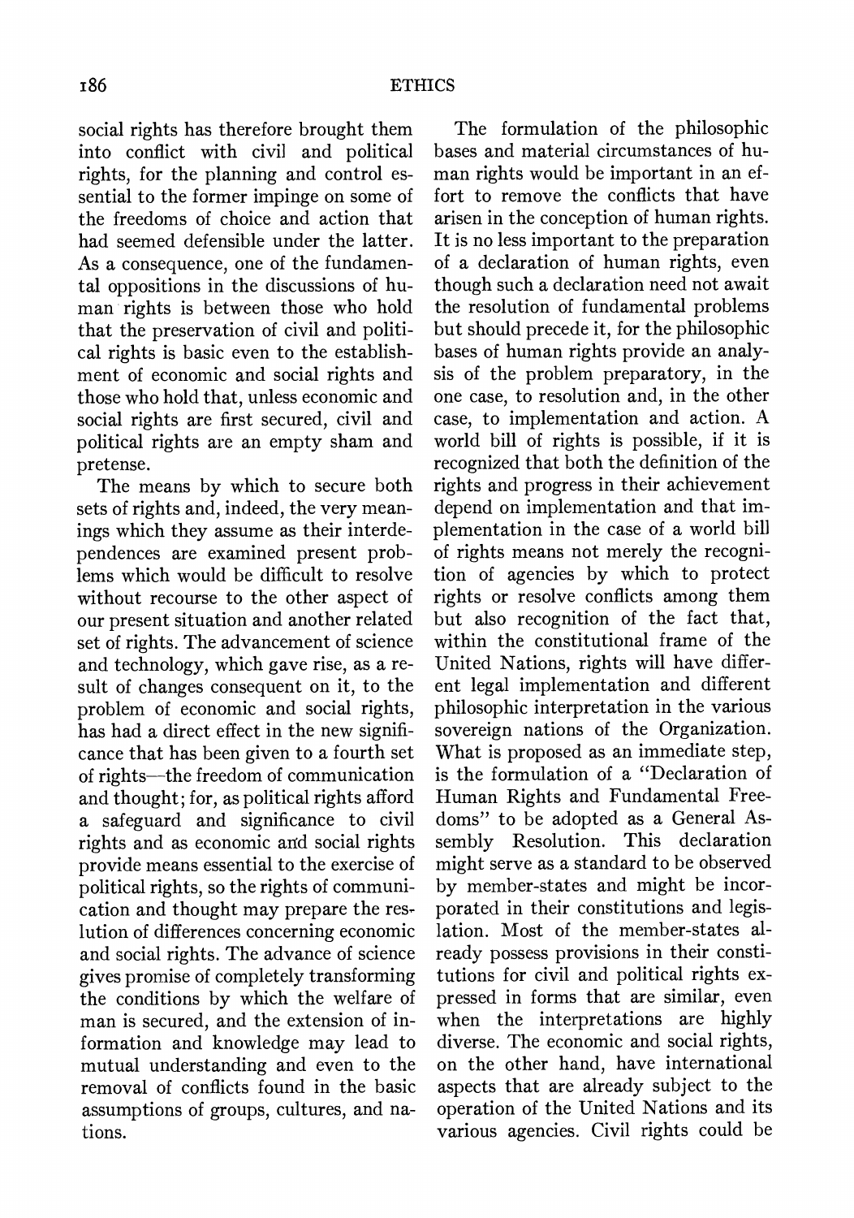social rights has therefore brought them into conflict with civil and political rights, for the planning and control essential to the former impinge on some of the freedoms of choice and action that had seemed defensible under the latter. As a consequence, one of the fundamental oppositions in the discussions of human rights is between those who hold that the preservation of civil and political rights is basic even to the establishment of economic and social rights and those who hold that, unless economic and social rights are first secured, civil and political rights are an empty sham and pretense.

The means by which to secure both sets of rights and, indeed, the very meanings which they assume as their interdependences are examined present problems which would be difficult to resolve without recourse to the other aspect of our present situation and another related set of rights. The advancement of science and technology, which gave rise, as a result of changes consequent on it, to the problem of economic and social rights, has had a direct effect in the new significance that has been given to a fourth set of rights—the freedom of communication and thought; for, as political rights afford a safeguard and significance to civil rights and as economic and social rights provide means essential to the exercise of political rights, so the rights of communication and thought may prepare the reslution of differences concerning economic and social rights. The advance of science gives promise of completely transforming the conditions by which the welfare of man is secured, and the extension of information and knowledge may lead to mutual understanding and even to the removal of conflicts found in the basic assumptions of groups, cultures, and nations.

The formulation of the philosophic bases and material circumstances of human rights would be important in an effort to remove the conflicts that have arisen in the conception of human rights. It is no less important to the preparation of a declaration of human rights, even though such a declaration need not await the resolution of fundamental problems but should precede it, for the philosophic bases of human rights provide an analysis of the problem preparatory, in the one case, to resolution and, in the other case, to implementation and action. A world bill of rights is possible, if it is recognized that both the definition of the rights and progress in their achievement depend on implementation and that implementation in the case of a world bill of rights means not merely the recognition of agencies by which to protect rights or resolve conflicts among them but also recognition of the fact that, within the constitutional frame of the United Nations, rights will have different legal implementation and different philosophic interpretation in the various sovereign nations of the Organization. What is proposed as an immediate step, is the formulation of a "Declaration of Human Rights and Fundamental Freedoms" to be adopted as a General Assembly Resolution. This declaration might serve as a standard to be observed by member-states and might be incorporated in their constitutions and legislation. Most of the member-states already possess provisions in their constitutions for civil and political rights expressed in forms that are similar, even when the interpretations are highly diverse. The economic and social rights, on the other hand, have international aspects that are already subject to the operation of the United Nations and its various agencies. Civil rights could be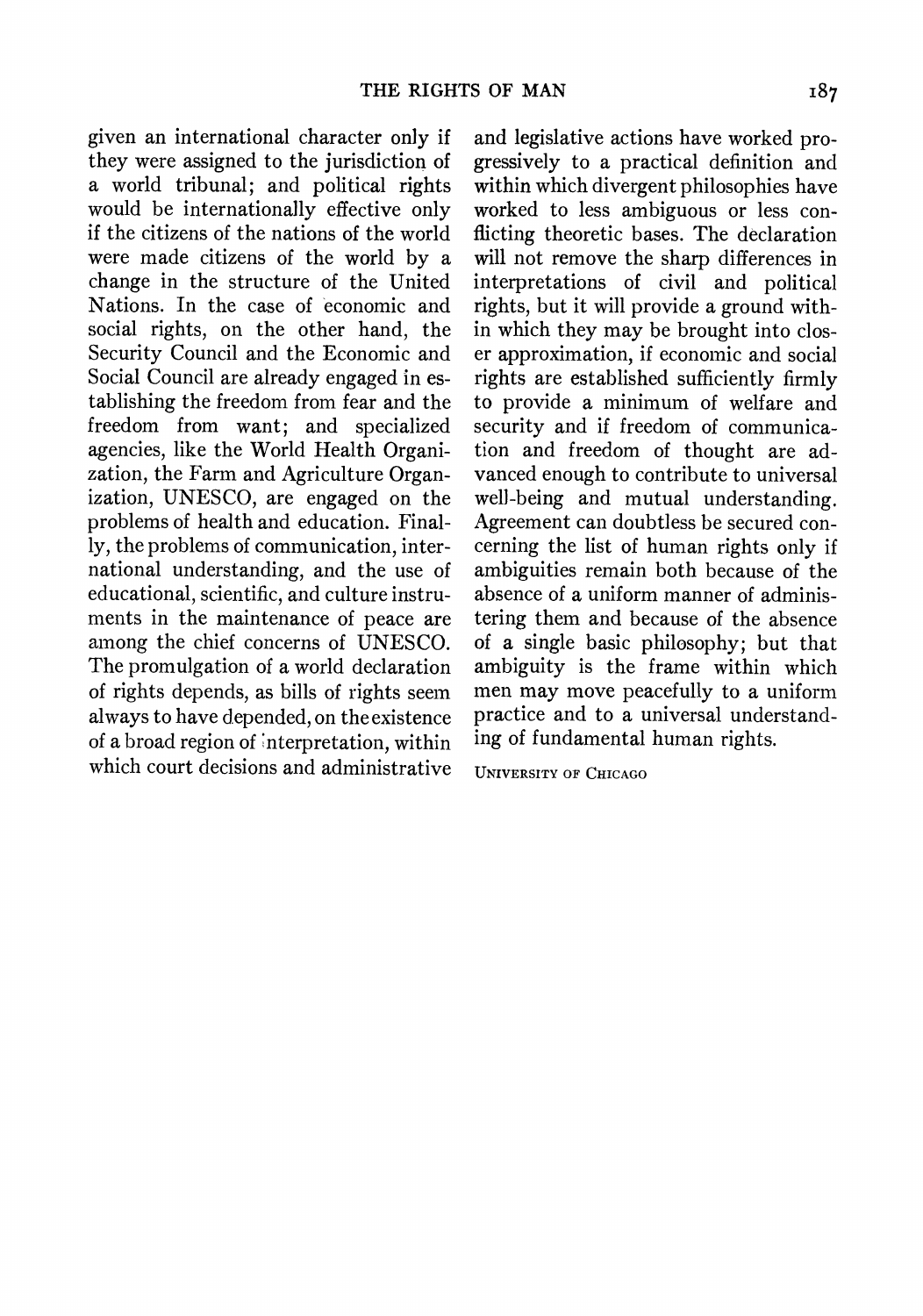given an international character only if they were assigned to the jurisdiction of a world tribunal; and political rights would be internationally effective only if the citizens of the nations of the world were made citizens of the world by a change in the structure of the United Nations. In the case of economic and social rights, on the other hand, the Security Council and the Economic and Social Council are already engaged in establishing the freedom from fear and the freedom from want; and specialized agencies, like the World Health Organization, the Farm and Agriculture Organization, UNESCO, are engaged on the problems of health and education. Finally, the problems of communication, international understanding, and the use of educational, scientific, and culture instruments in the maintenance of peace are among the chief concerns of UNESCO. The promulgation of a world declaration of rights depends, as bills of rights seem always to have depended, on the existence of a broad region of interpretation, within which court decisions and administrative and legislative actions have worked progressively to a practical definition and within which divergent philosophies have worked to less ambiguous or less conflicting theoretic bases. The declaration will not remove the sharp differences in interpretations of civil and political rights, but it will provide a ground within which they may be brought into closer approximation, if economic and social rights are established sufficiently firmly to provide a minimum of welfare and security and if freedom of communication and freedom of thought are advanced enough to contribute to universal well-being and mutual understanding. Agreement can doubtless be secured concerning the list of human rights only if ambiguities remain both because of the absence of a uniform manner of administering them and because of the absence of a single basic philosophy; but that ambiguity is the frame within which men may move peacefully to a uniform practice and to a universal understanding of fundamental human rights.

University of Chicago